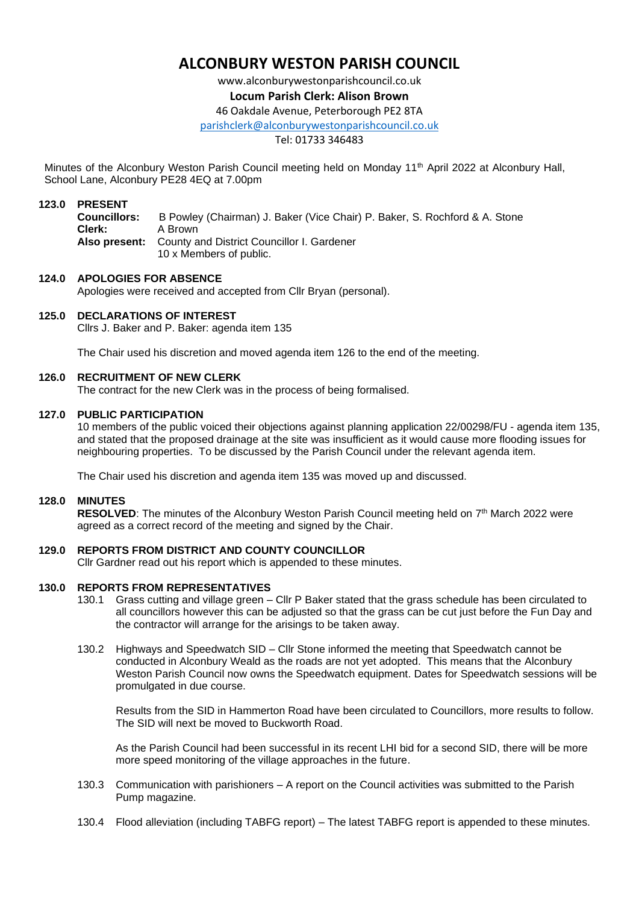# ALCONBURY WESTON PARISH COUNCIL

www.alconburywestonparishcouncil.co.uk

**Locum Parish Clerk: Alison Brown**

46 Oakdale Avenue, Peterborough PE2 8TA

parishclerk@alconburywestonparishcouncil.co.uk

Tel: 01733 346483

Minutes of the Alconbury Weston Parish Council meeting held on Monday 11th April 2022 at Alconbury Hall, School Lane, Alconbury PE28 4EQ at 7.00pm

**123.0 PRESENT**

**Councillors:** B Powley (Chairman) J. Baker (Vice Chair) P. Baker, S. Rochford & A. Stone
**Clerk:** A Brown
**Also present:** County and District Councillor I. Gardener
10 x Members of public.

**124.0 APOLOGIES FOR ABSENCE**

Apologies were received and accepted from Cllr Bryan (personal).

**125.0 DECLARATIONS OF INTEREST**

Cllrs J. Baker and P. Baker: agenda item 135

The Chair used his discretion and moved agenda item 126 to the end of the meeting.

**126.0 RECRUITMENT OF NEW CLERK**

The contract for the new Clerk was in the process of being formalised.

**127.0 PUBLIC PARTICIPATION**

10 members of the public voiced their objections against planning application 22/00298/FU - agenda item 135, and stated that the proposed drainage at the site was insufficient as it would cause more flooding issues for neighbouring properties. To be discussed by the Parish Council under the relevant agenda item.

The Chair used his discretion and agenda item 135 was moved up and discussed.

**128.0 MINUTES**

**RESOLVED**: The minutes of the Alconbury Weston Parish Council meeting held on 7th March 2022 were agreed as a correct record of the meeting and signed by the Chair.

**129.0 REPORTS FROM DISTRICT AND COUNTY COUNCILLOR**

Cllr Gardner read out his report which is appended to these minutes.

**130.0 REPORTS FROM REPRESENTATIVES**

130.1 Grass cutting and village green – Cllr P Baker stated that the grass schedule has been circulated to all councillors however this can be adjusted so that the grass can be cut just before the Fun Day and the contractor will arrange for the arisings to be taken away.

130.2 Highways and Speedwatch SID – Cllr Stone informed the meeting that Speedwatch cannot be conducted in Alconbury Weald as the roads are not yet adopted. This means that the Alconbury Weston Parish Council now owns the Speedwatch equipment. Dates for Speedwatch sessions will be promulgated in due course.

Results from the SID in Hammerton Road have been circulated to Councillors, more results to follow. The SID will next be moved to Buckworth Road.

As the Parish Council had been successful in its recent LHI bid for a second SID, there will be more more speed monitoring of the village approaches in the future.

130.3 Communication with parishioners – A report on the Council activities was submitted to the Parish Pump magazine.

130.4 Flood alleviation (including TABFG report) – The latest TABFG report is appended to these minutes.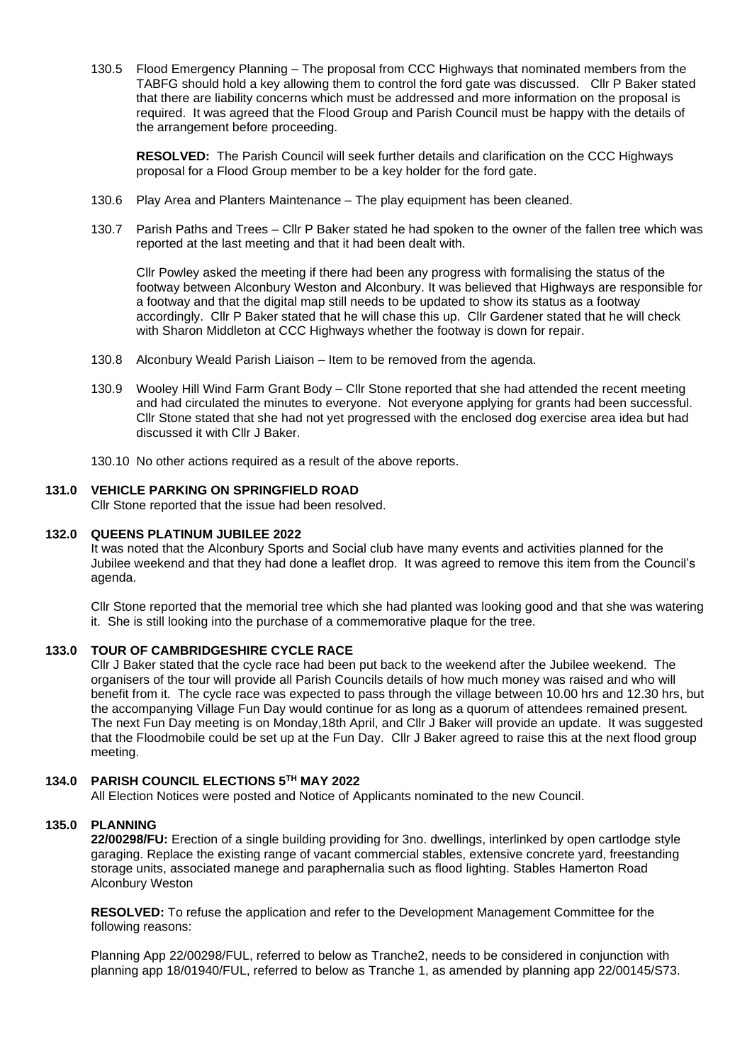130.5 Flood Emergency Planning – The proposal from CCC Highways that nominated members from the TABFG should hold a key allowing them to control the ford gate was discussed. Cllr P Baker stated that there are liability concerns which must be addressed and more information on the proposal is required. It was agreed that the Flood Group and Parish Council must be happy with the details of the arrangement before proceeding.

**RESOLVED:** The Parish Council will seek further details and clarification on the CCC Highways proposal for a Flood Group member to be a key holder for the ford gate.

130.6 Play Area and Planters Maintenance – The play equipment has been cleaned.

130.7 Parish Paths and Trees – Cllr P Baker stated he had spoken to the owner of the fallen tree which was reported at the last meeting and that it had been dealt with.

Cllr Powley asked the meeting if there had been any progress with formalising the status of the footway between Alconbury Weston and Alconbury. It was believed that Highways are responsible for a footway and that the digital map still needs to be updated to show its status as a footway accordingly. Cllr P Baker stated that he will chase this up. Cllr Gardener stated that he will check with Sharon Middleton at CCC Highways whether the footway is down for repair.

130.8 Alconbury Weald Parish Liaison – Item to be removed from the agenda.

130.9 Wooley Hill Wind Farm Grant Body – Cllr Stone reported that she had attended the recent meeting and had circulated the minutes to everyone. Not everyone applying for grants had been successful. Cllr Stone stated that she had not yet progressed with the enclosed dog exercise area idea but had discussed it with Cllr J Baker.

130.10 No other actions required as a result of the above reports.

### 131.0 VEHICLE PARKING ON SPRINGFIELD ROAD

Cllr Stone reported that the issue had been resolved.

### 132.0 QUEENS PLATINUM JUBILEE 2022

It was noted that the Alconbury Sports and Social club have many events and activities planned for the Jubilee weekend and that they had done a leaflet drop. It was agreed to remove this item from the Council's agenda.

Cllr Stone reported that the memorial tree which she had planted was looking good and that she was watering it. She is still looking into the purchase of a commemorative plaque for the tree.

### 133.0 TOUR OF CAMBRIDGESHIRE CYCLE RACE

Cllr J Baker stated that the cycle race had been put back to the weekend after the Jubilee weekend. The organisers of the tour will provide all Parish Councils details of how much money was raised and who will benefit from it. The cycle race was expected to pass through the village between 10.00 hrs and 12.30 hrs, but the accompanying Village Fun Day would continue for as long as a quorum of attendees remained present. The next Fun Day meeting is on Monday,18th April, and Cllr J Baker will provide an update. It was suggested that the Floodmobile could be set up at the Fun Day. Cllr J Baker agreed to raise this at the next flood group meeting.

### 134.0 PARISH COUNCIL ELECTIONS 5TH MAY 2022

All Election Notices were posted and Notice of Applicants nominated to the new Council.

### 135.0 PLANNING

**22/00298/FU:** Erection of a single building providing for 3no. dwellings, interlinked by open cartlodge style garaging. Replace the existing range of vacant commercial stables, extensive concrete yard, freestanding storage units, associated manege and paraphernalia such as flood lighting. Stables Hamerton Road Alconbury Weston

**RESOLVED:** To refuse the application and refer to the Development Management Committee for the following reasons:

Planning App 22/00298/FUL, referred to below as Tranche2, needs to be considered in conjunction with planning app 18/01940/FUL, referred to below as Tranche 1, as amended by planning app 22/00145/S73.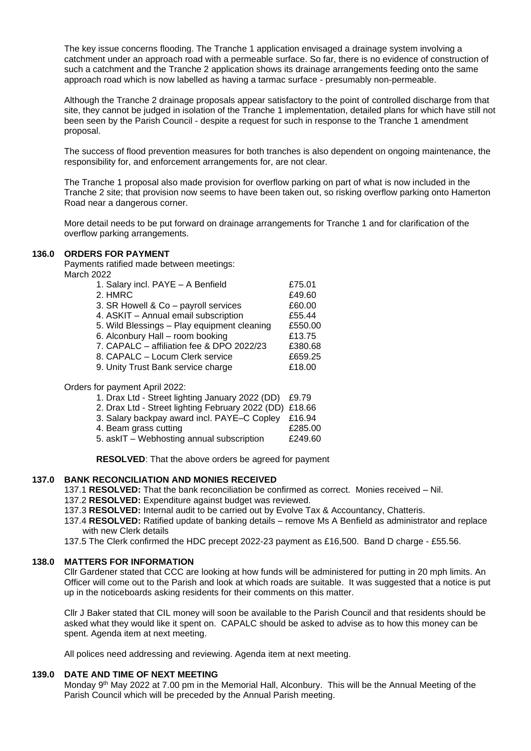The key issue concerns flooding. The Tranche 1 application envisaged a drainage system involving a catchment under an approach road with a permeable surface. So far, there is no evidence of construction of such a catchment and the Tranche 2 application shows its drainage arrangements feeding onto the same approach road which is now labelled as having a tarmac surface - presumably non-permeable.

Although the Tranche 2 drainage proposals appear satisfactory to the point of controlled discharge from that site, they cannot be judged in isolation of the Tranche 1 implementation, detailed plans for which have still not been seen by the Parish Council - despite a request for such in response to the Tranche 1 amendment proposal.

The success of flood prevention measures for both tranches is also dependent on ongoing maintenance, the responsibility for, and enforcement arrangements for, are not clear.

The Tranche 1 proposal also made provision for overflow parking on part of what is now included in the Tranche 2 site; that provision now seems to have been taken out, so risking overflow parking onto Hamerton Road near a dangerous corner.

More detail needs to be put forward on drainage arrangements for Tranche 1 and for clarification of the overflow parking arrangements.

## 136.0 ORDERS FOR PAYMENT

Payments ratified made between meetings:
March 2022

| | |
|---|---|
| 1. Salary incl. PAYE – A Benfield | £75.01 |
| 2. HMRC | £49.60 |
| 3. SR Howell & Co – payroll services | £60.00 |
| 4. ASKIT – Annual email subscription | £55.44 |
| 5. Wild Blessings – Play equipment cleaning | £550.00 |
| 6. Alconbury Hall – room booking | £13.75 |
| 7. CAPALC – affiliation fee & DPO 2022/23 | £380.68 |
| 8. CAPALC – Locum Clerk service | £659.25 |
| 9. Unity Trust Bank service charge | £18.00 |

Orders for payment April 2022:

| | |
|---|---|
| 1. Drax Ltd - Street lighting January 2022 (DD) | £9.79 |
| 2. Drax Ltd - Street lighting February 2022 (DD) | £18.66 |
| 3. Salary backpay award incl. PAYE–C Copley | £16.94 |
| 4. Beam grass cutting | £285.00 |
| 5. askIT – Webhosting annual subscription | £249.60 |

**RESOLVED**: That the above orders be agreed for payment

## 137.0 BANK RECONCILIATION AND MONIES RECEIVED

137.1 **RESOLVED:** That the bank reconciliation be confirmed as correct. Monies received – Nil.

137.2 **RESOLVED:** Expenditure against budget was reviewed.

137.3 **RESOLVED:** Internal audit to be carried out by Evolve Tax & Accountancy, Chatteris.

137.4 **RESOLVED:** Ratified update of banking details – remove Ms A Benfield as administrator and replace with new Clerk details

137.5 The Clerk confirmed the HDC precept 2022-23 payment as £16,500. Band D charge - £55.56.

## 138.0 MATTERS FOR INFORMATION

Cllr Gardener stated that CCC are looking at how funds will be administered for putting in 20 mph limits. An Officer will come out to the Parish and look at which roads are suitable. It was suggested that a notice is put up in the noticeboards asking residents for their comments on this matter.

Cllr J Baker stated that CIL money will soon be available to the Parish Council and that residents should be asked what they would like it spent on. CAPALC should be asked to advise as to how this money can be spent. Agenda item at next meeting.

All polices need addressing and reviewing. Agenda item at next meeting.

## 139.0 DATE AND TIME OF NEXT MEETING

Monday 9th May 2022 at 7.00 pm in the Memorial Hall, Alconbury. This will be the Annual Meeting of the Parish Council which will be preceded by the Annual Parish meeting.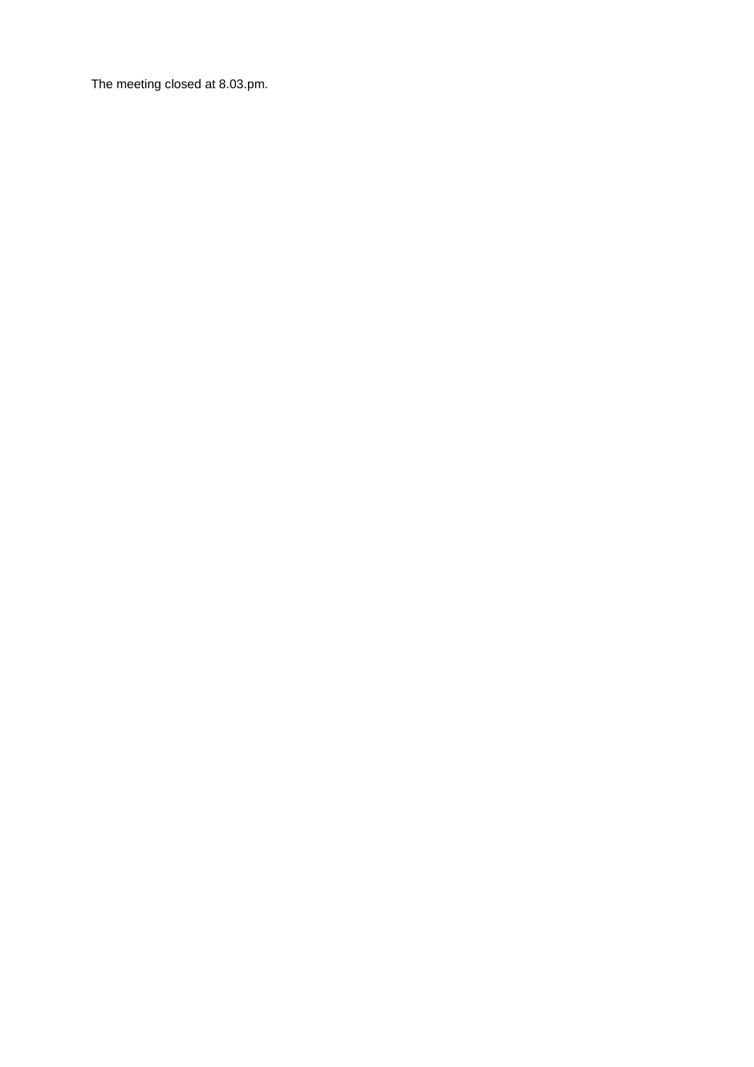The meeting closed at 8.03.pm.